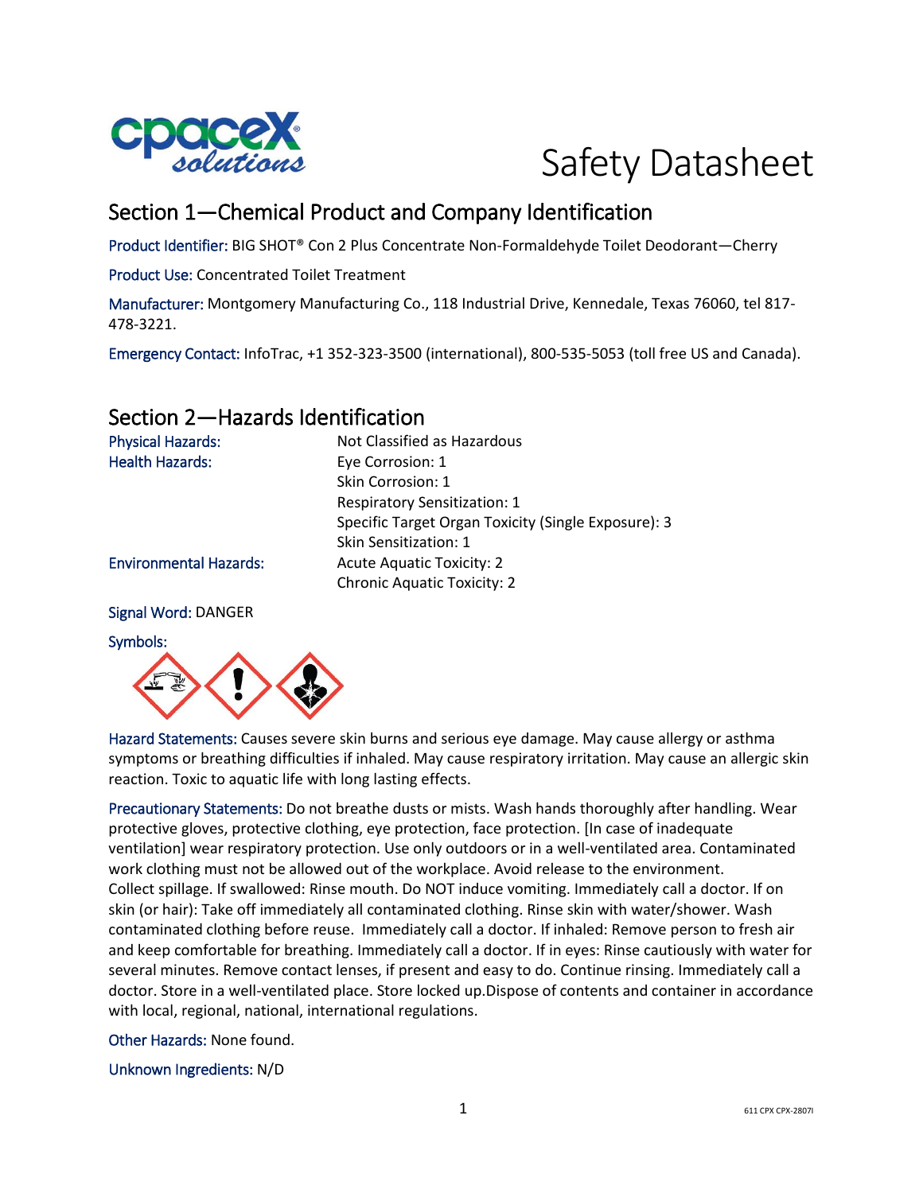# Safety Datasheet

## Section 1—Chemical Product and Company Identification

Product Identifier: BIG SHOT® Con 2 Plus Concentrate Non-Formaldehyde Toilet Deodorant—Cherry

Product Use: Concentrated Toilet Treatment

Manufacturer: Montgomery Manufacturing Co., 118 Industrial Drive, Kennedale, Texas 76060, tel 817-478-3221.

Emergency Contact: InfoTrac, +1 352-323-3500 (international), 800-535-5053 (toll free US and Canada).

## Section 2—Hazards Identification

| | |
|---|---|
| Physical Hazards: | Not Classified as Hazardous |
| Health Hazards: | Eye Corrosion: 1 |
| | Skin Corrosion: 1 |
| | Respiratory Sensitization: 1 |
| | Specific Target Organ Toxicity (Single Exposure): 3 |
| | Skin Sensitization: 1 |
| Environmental Hazards: | Acute Aquatic Toxicity: 2 |
| | Chronic Aquatic Toxicity: 2 |

Signal Word: DANGER

Symbols:

Hazard Statements: Causes severe skin burns and serious eye damage. May cause allergy or asthma symptoms or breathing difficulties if inhaled. May cause respiratory irritation. May cause an allergic skin reaction. Toxic to aquatic life with long lasting effects.

Precautionary Statements: Do not breathe dusts or mists. Wash hands thoroughly after handling. Wear protective gloves, protective clothing, eye protection, face protection. [In case of inadequate ventilation] wear respiratory protection. Use only outdoors or in a well-ventilated area. Contaminated work clothing must not be allowed out of the workplace. Avoid release to the environment. Collect spillage. If swallowed: Rinse mouth. Do NOT induce vomiting. Immediately call a doctor. If on skin (or hair): Take off immediately all contaminated clothing. Rinse skin with water/shower. Wash contaminated clothing before reuse. Immediately call a doctor. If inhaled: Remove person to fresh air and keep comfortable for breathing. Immediately call a doctor. If in eyes: Rinse cautiously with water for several minutes. Remove contact lenses, if present and easy to do. Continue rinsing. Immediately call a doctor. Store in a well-ventilated place. Store locked up.Dispose of contents and container in accordance with local, regional, national, international regulations.

Other Hazards: None found.

Unknown Ingredients: N/D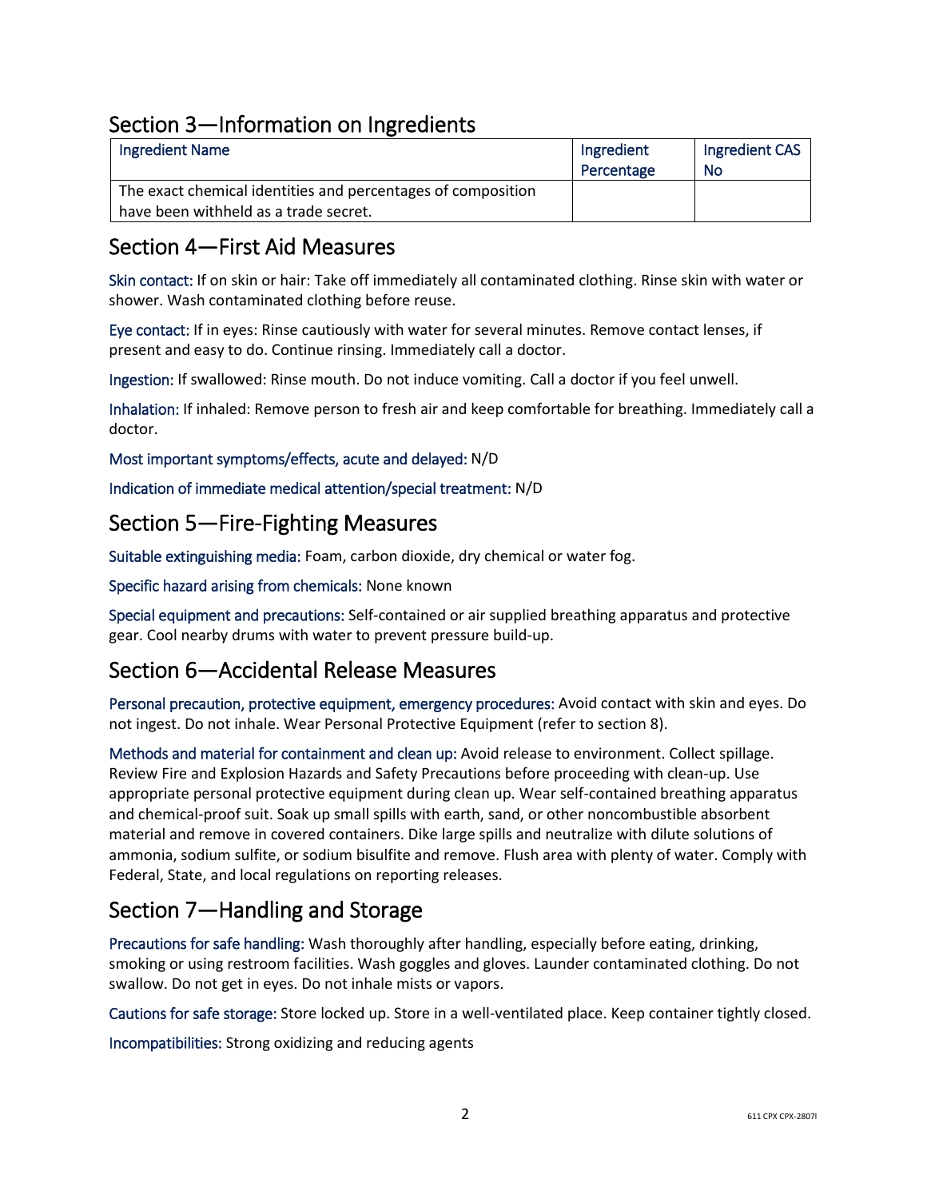## Section 3—Information on Ingredients

| Ingredient Name | Ingredient Percentage | Ingredient CAS No |
|---|---|---|
| The exact chemical identities and percentages of composition have been withheld as a trade secret. | | |

## Section 4—First Aid Measures

**Skin contact:** If on skin or hair: Take off immediately all contaminated clothing. Rinse skin with water or shower. Wash contaminated clothing before reuse.

**Eye contact:** If in eyes: Rinse cautiously with water for several minutes. Remove contact lenses, if present and easy to do. Continue rinsing. Immediately call a doctor.

**Ingestion:** If swallowed: Rinse mouth. Do not induce vomiting. Call a doctor if you feel unwell.

**Inhalation:** If inhaled: Remove person to fresh air and keep comfortable for breathing. Immediately call a doctor.

**Most important symptoms/effects, acute and delayed:** N/D

**Indication of immediate medical attention/special treatment:** N/D

## Section 5—Fire-Fighting Measures

**Suitable extinguishing media:** Foam, carbon dioxide, dry chemical or water fog.

**Specific hazard arising from chemicals:** None known

**Special equipment and precautions:** Self-contained or air supplied breathing apparatus and protective gear. Cool nearby drums with water to prevent pressure build-up.

## Section 6—Accidental Release Measures

**Personal precaution, protective equipment, emergency procedures:** Avoid contact with skin and eyes. Do not ingest. Do not inhale. Wear Personal Protective Equipment (refer to section 8).

**Methods and material for containment and clean up:** Avoid release to environment. Collect spillage. Review Fire and Explosion Hazards and Safety Precautions before proceeding with clean-up. Use appropriate personal protective equipment during clean up. Wear self-contained breathing apparatus and chemical-proof suit. Soak up small spills with earth, sand, or other noncombustible absorbent material and remove in covered containers. Dike large spills and neutralize with dilute solutions of ammonia, sodium sulfite, or sodium bisulfite and remove. Flush area with plenty of water. Comply with Federal, State, and local regulations on reporting releases.

## Section 7—Handling and Storage

**Precautions for safe handling:** Wash thoroughly after handling, especially before eating, drinking, smoking or using restroom facilities. Wash goggles and gloves. Launder contaminated clothing. Do not swallow. Do not get in eyes. Do not inhale mists or vapors.

**Cautions for safe storage:** Store locked up. Store in a well-ventilated place. Keep container tightly closed.

**Incompatibilities:** Strong oxidizing and reducing agents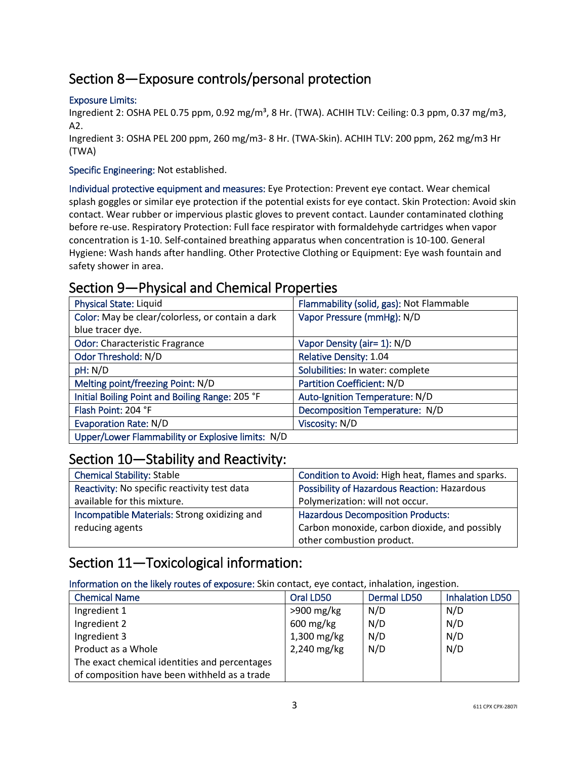## Section 8—Exposure controls/personal protection

Exposure Limits:

Ingredient 2: OSHA PEL 0.75 ppm, 0.92 mg/m³, 8 Hr. (TWA). ACHIH TLV: Ceiling: 0.3 ppm, 0.37 mg/m3, A2.

Ingredient 3: OSHA PEL 200 ppm, 260 mg/m3- 8 Hr. (TWA-Skin). ACHIH TLV: 200 ppm, 262 mg/m3 Hr (TWA)

Specific Engineering: Not established.

Individual protective equipment and measures: Eye Protection: Prevent eye contact. Wear chemical splash goggles or similar eye protection if the potential exists for eye contact. Skin Protection: Avoid skin contact. Wear rubber or impervious plastic gloves to prevent contact. Launder contaminated clothing before re-use. Respiratory Protection: Full face respirator with formaldehyde cartridges when vapor concentration is 1-10. Self-contained breathing apparatus when concentration is 10-100. General Hygiene: Wash hands after handling. Other Protective Clothing or Equipment: Eye wash fountain and safety shower in area.

## Section 9—Physical and Chemical Properties

| | |
|---|---|
| Physical State: Liquid | Flammability (solid, gas): Not Flammable |
| Color: May be clear/colorless, or contain a dark blue tracer dye. | Vapor Pressure (mmHg): N/D |
| Odor: Characteristic Fragrance | Vapor Density (air= 1): N/D |
| Odor Threshold: N/D | Relative Density: 1.04 |
| pH: N/D | Solubilities: In water: complete |
| Melting point/freezing Point: N/D | Partition Coefficient: N/D |
| Initial Boiling Point and Boiling Range: 205 °F | Auto-Ignition Temperature: N/D |
| Flash Point: 204 °F | Decomposition Temperature: N/D |
| Evaporation Rate: N/D | Viscosity: N/D |
| Upper/Lower Flammability or Explosive limits: N/D | |

## Section 10—Stability and Reactivity:

| | |
|---|---|
| Chemical Stability: Stable | Condition to Avoid: High heat, flames and sparks. |
| Reactivity: No specific reactivity test data available for this mixture. | Possibility of Hazardous Reaction: Hazardous Polymerization: will not occur. |
| Incompatible Materials: Strong oxidizing and reducing agents | Hazardous Decomposition Products: Carbon monoxide, carbon dioxide, and possibly other combustion product. |

## Section 11—Toxicological information:

Information on the likely routes of exposure: Skin contact, eye contact, inhalation, ingestion.

| Chemical Name | Oral LD50 | Dermal LD50 | Inhalation LD50 |
|---|---|---|---|
| Ingredient 1 | >900 mg/kg | N/D | N/D |
| Ingredient 2 | 600 mg/kg | N/D | N/D |
| Ingredient 3 | 1,300 mg/kg | N/D | N/D |
| Product as a Whole | 2,240 mg/kg | N/D | N/D |
| The exact chemical identities and percentages of composition have been withheld as a trade | | | |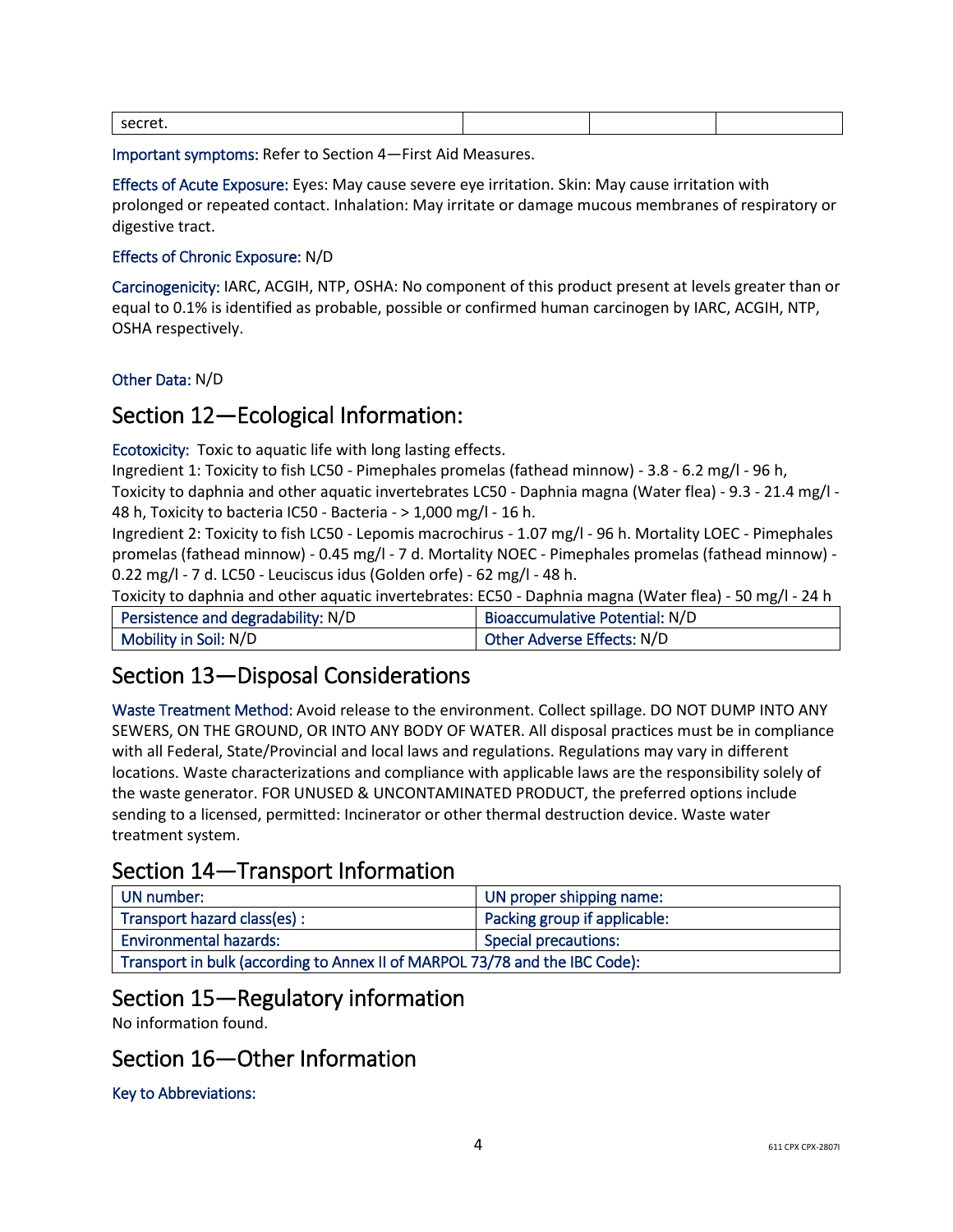| secret. | | | |
|---|---|---|---|

Important symptoms: Refer to Section 4—First Aid Measures.

Effects of Acute Exposure: Eyes: May cause severe eye irritation. Skin: May cause irritation with prolonged or repeated contact. Inhalation: May irritate or damage mucous membranes of respiratory or digestive tract.

Effects of Chronic Exposure: N/D

Carcinogenicity: IARC, ACGIH, NTP, OSHA: No component of this product present at levels greater than or equal to 0.1% is identified as probable, possible or confirmed human carcinogen by IARC, ACGIH, NTP, OSHA respectively.

Other Data: N/D

## Section 12—Ecological Information:

Ecotoxicity: Toxic to aquatic life with long lasting effects.
Ingredient 1: Toxicity to fish LC50 - Pimephales promelas (fathead minnow) - 3.8 - 6.2 mg/l - 96 h, Toxicity to daphnia and other aquatic invertebrates LC50 - Daphnia magna (Water flea) - 9.3 - 21.4 mg/l - 48 h, Toxicity to bacteria IC50 - Bacteria - > 1,000 mg/l - 16 h.
Ingredient 2: Toxicity to fish LC50 - Lepomis macrochirus - 1.07 mg/l - 96 h. Mortality LOEC - Pimephales promelas (fathead minnow) - 0.45 mg/l - 7 d. Mortality NOEC - Pimephales promelas (fathead minnow) - 0.22 mg/l - 7 d. LC50 - Leuciscus idus (Golden orfe) - 62 mg/l - 48 h.
Toxicity to daphnia and other aquatic invertebrates: EC50 - Daphnia magna (Water flea) - 50 mg/l - 24 h

| Persistence and degradability: N/D | Bioaccumulative Potential: N/D |
|---|---|
| Mobility in Soil: N/D | Other Adverse Effects: N/D |

## Section 13—Disposal Considerations

Waste Treatment Method: Avoid release to the environment. Collect spillage. DO NOT DUMP INTO ANY SEWERS, ON THE GROUND, OR INTO ANY BODY OF WATER. All disposal practices must be in compliance with all Federal, State/Provincial and local laws and regulations. Regulations may vary in different locations. Waste characterizations and compliance with applicable laws are the responsibility solely of the waste generator. FOR UNUSED & UNCONTAMINATED PRODUCT, the preferred options include sending to a licensed, permitted: Incinerator or other thermal destruction device. Waste water treatment system.

## Section 14—Transport Information

| UN number: | UN proper shipping name: |
|---|---|
| Transport hazard class(es) : | Packing group if applicable: |
| Environmental hazards: | Special precautions: |
| Transport in bulk (according to Annex II of MARPOL 73/78 and the IBC Code): | |

## Section 15—Regulatory information

No information found.

## Section 16—Other Information

Key to Abbreviations: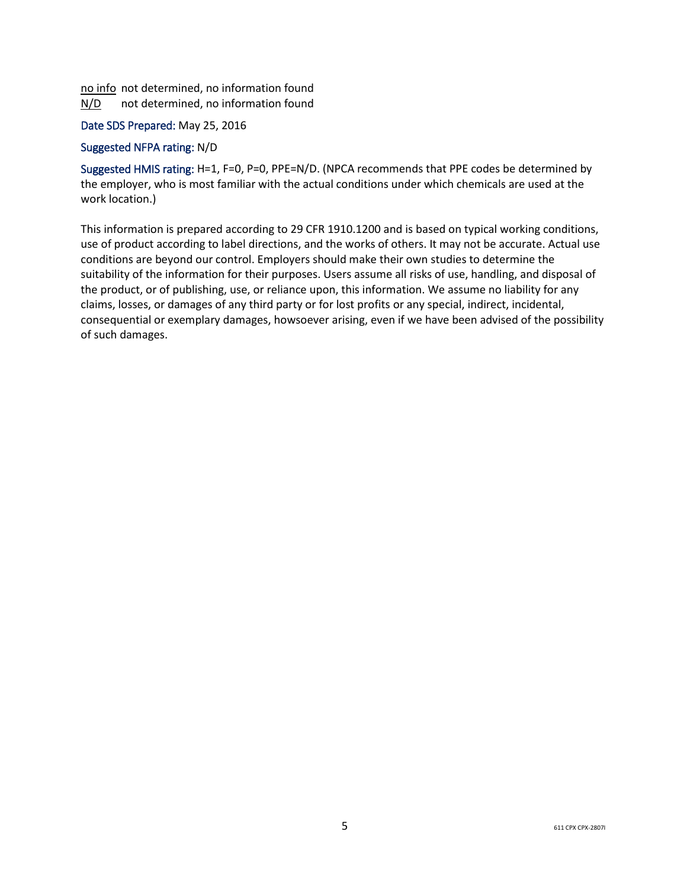no info  not determined, no information found
N/D  not determined, no information found

Date SDS Prepared: May 25, 2016

Suggested NFPA rating: N/D

Suggested HMIS rating: H=1, F=0, P=0, PPE=N/D. (NPCA recommends that PPE codes be determined by the employer, who is most familiar with the actual conditions under which chemicals are used at the work location.)

This information is prepared according to 29 CFR 1910.1200 and is based on typical working conditions, use of product according to label directions, and the works of others. It may not be accurate. Actual use conditions are beyond our control. Employers should make their own studies to determine the suitability of the information for their purposes. Users assume all risks of use, handling, and disposal of the product, or of publishing, use, or reliance upon, this information. We assume no liability for any claims, losses, or damages of any third party or for lost profits or any special, indirect, incidental, consequential or exemplary damages, howsoever arising, even if we have been advised of the possibility of such damages.